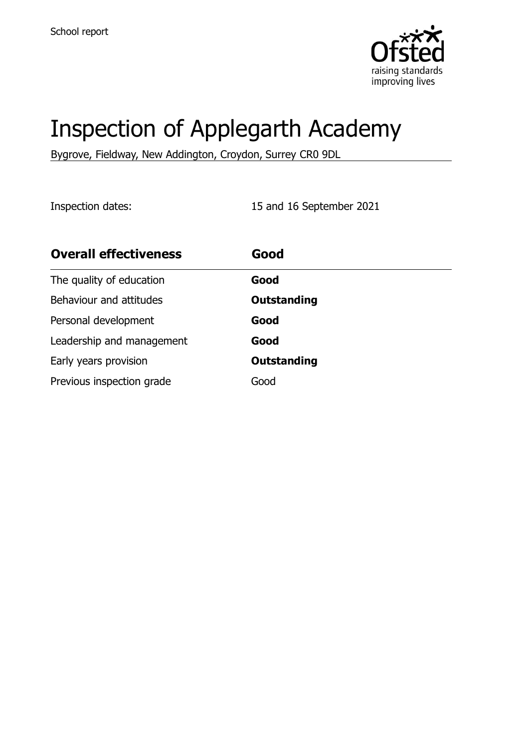School report

# Inspection of Applegarth Academy

Bygrove, Fieldway, New Addington, Croydon, Surrey CR0 9DL

Inspection dates: 15 and 16 September 2021

| **Overall effectiveness** | **Good** |
|---|---|
| The quality of education | **Good** |
| Behaviour and attitudes | **Outstanding** |
| Personal development | **Good** |
| Leadership and management | **Good** |
| Early years provision | **Outstanding** |
| Previous inspection grade | Good |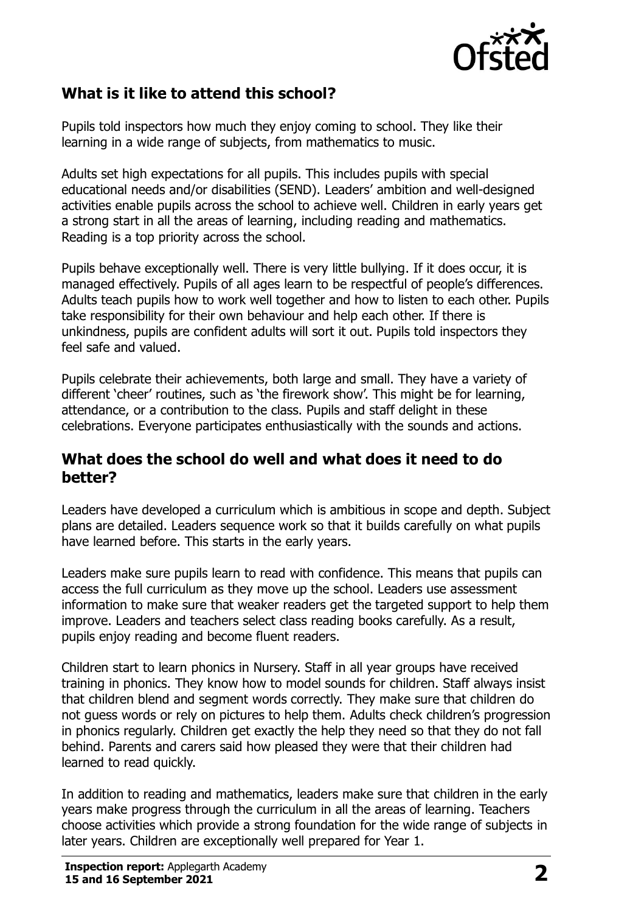## What is it like to attend this school?

Pupils told inspectors how much they enjoy coming to school. They like their learning in a wide range of subjects, from mathematics to music.

Adults set high expectations for all pupils. This includes pupils with special educational needs and/or disabilities (SEND). Leaders' ambition and well-designed activities enable pupils across the school to achieve well. Children in early years get a strong start in all the areas of learning, including reading and mathematics. Reading is a top priority across the school.

Pupils behave exceptionally well. There is very little bullying. If it does occur, it is managed effectively. Pupils of all ages learn to be respectful of people's differences. Adults teach pupils how to work well together and how to listen to each other. Pupils take responsibility for their own behaviour and help each other. If there is unkindness, pupils are confident adults will sort it out. Pupils told inspectors they feel safe and valued.

Pupils celebrate their achievements, both large and small. They have a variety of different 'cheer' routines, such as 'the firework show'. This might be for learning, attendance, or a contribution to the class. Pupils and staff delight in these celebrations. Everyone participates enthusiastically with the sounds and actions.

## What does the school do well and what does it need to do better?

Leaders have developed a curriculum which is ambitious in scope and depth. Subject plans are detailed. Leaders sequence work so that it builds carefully on what pupils have learned before. This starts in the early years.

Leaders make sure pupils learn to read with confidence. This means that pupils can access the full curriculum as they move up the school. Leaders use assessment information to make sure that weaker readers get the targeted support to help them improve. Leaders and teachers select class reading books carefully. As a result, pupils enjoy reading and become fluent readers.

Children start to learn phonics in Nursery. Staff in all year groups have received training in phonics. They know how to model sounds for children. Staff always insist that children blend and segment words correctly. They make sure that children do not guess words or rely on pictures to help them. Adults check children's progression in phonics regularly. Children get exactly the help they need so that they do not fall behind. Parents and carers said how pleased they were that their children had learned to read quickly.

In addition to reading and mathematics, leaders make sure that children in the early years make progress through the curriculum in all the areas of learning. Teachers choose activities which provide a strong foundation for the wide range of subjects in later years. Children are exceptionally well prepared for Year 1.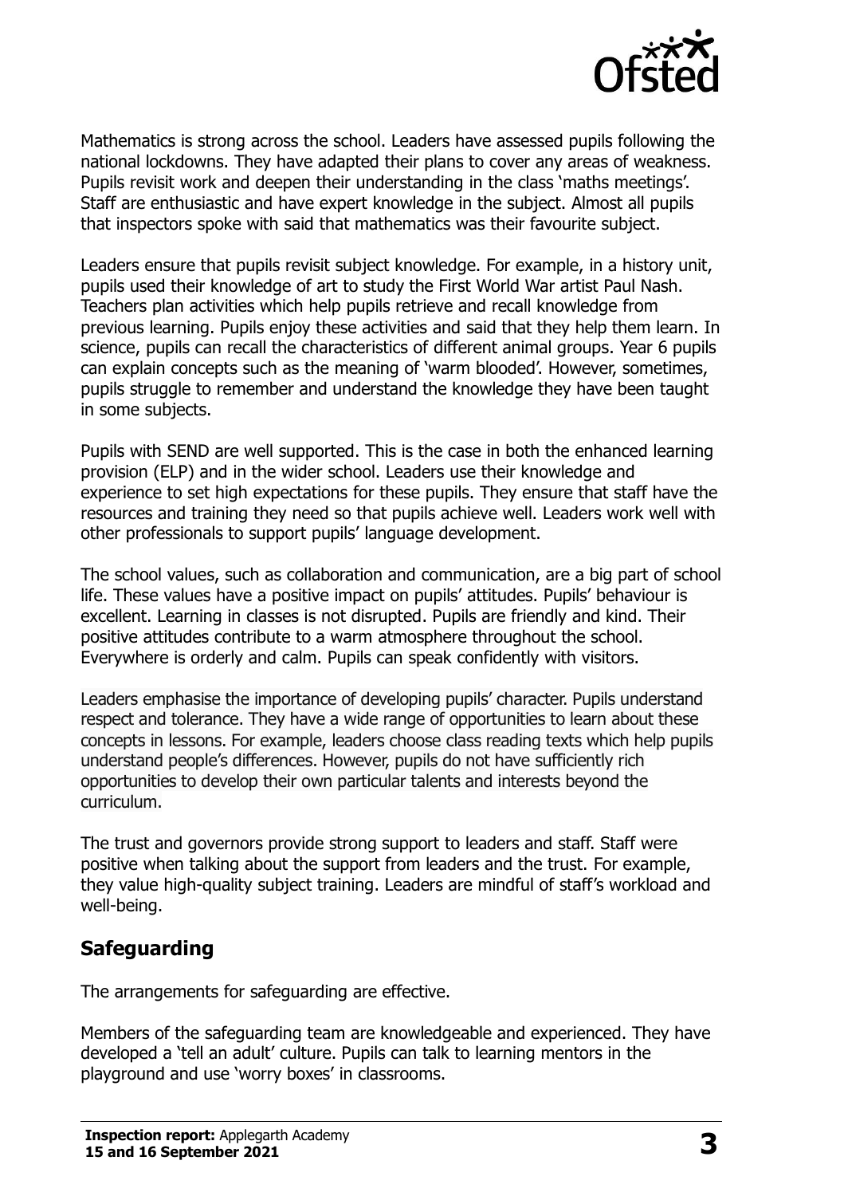Mathematics is strong across the school. Leaders have assessed pupils following the national lockdowns. They have adapted their plans to cover any areas of weakness. Pupils revisit work and deepen their understanding in the class 'maths meetings'. Staff are enthusiastic and have expert knowledge in the subject. Almost all pupils that inspectors spoke with said that mathematics was their favourite subject.

Leaders ensure that pupils revisit subject knowledge. For example, in a history unit, pupils used their knowledge of art to study the First World War artist Paul Nash. Teachers plan activities which help pupils retrieve and recall knowledge from previous learning. Pupils enjoy these activities and said that they help them learn. In science, pupils can recall the characteristics of different animal groups. Year 6 pupils can explain concepts such as the meaning of 'warm blooded'. However, sometimes, pupils struggle to remember and understand the knowledge they have been taught in some subjects.

Pupils with SEND are well supported. This is the case in both the enhanced learning provision (ELP) and in the wider school. Leaders use their knowledge and experience to set high expectations for these pupils. They ensure that staff have the resources and training they need so that pupils achieve well. Leaders work well with other professionals to support pupils' language development.

The school values, such as collaboration and communication, are a big part of school life. These values have a positive impact on pupils' attitudes. Pupils' behaviour is excellent. Learning in classes is not disrupted. Pupils are friendly and kind. Their positive attitudes contribute to a warm atmosphere throughout the school. Everywhere is orderly and calm. Pupils can speak confidently with visitors.

Leaders emphasise the importance of developing pupils' character. Pupils understand respect and tolerance. They have a wide range of opportunities to learn about these concepts in lessons. For example, leaders choose class reading texts which help pupils understand people's differences. However, pupils do not have sufficiently rich opportunities to develop their own particular talents and interests beyond the curriculum.

The trust and governors provide strong support to leaders and staff. Staff were positive when talking about the support from leaders and the trust. For example, they value high-quality subject training. Leaders are mindful of staff's workload and well-being.

## Safeguarding

The arrangements for safeguarding are effective.

Members of the safeguarding team are knowledgeable and experienced. They have developed a 'tell an adult' culture. Pupils can talk to learning mentors in the playground and use 'worry boxes' in classrooms.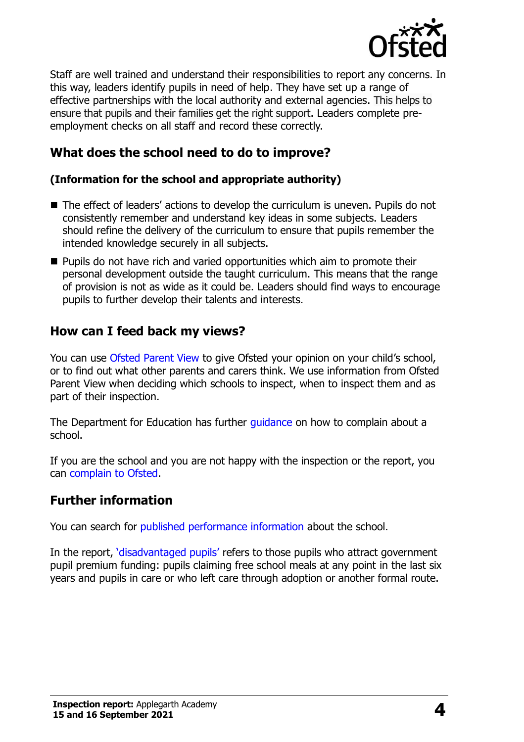Staff are well trained and understand their responsibilities to report any concerns. In this way, leaders identify pupils in need of help. They have set up a range of effective partnerships with the local authority and external agencies. This helps to ensure that pupils and their families get the right support. Leaders complete pre-employment checks on all staff and record these correctly.

## What does the school need to do to improve?

**(Information for the school and appropriate authority)**

- The effect of leaders' actions to develop the curriculum is uneven. Pupils do not consistently remember and understand key ideas in some subjects. Leaders should refine the delivery of the curriculum to ensure that pupils remember the intended knowledge securely in all subjects.
- Pupils do not have rich and varied opportunities which aim to promote their personal development outside the taught curriculum. This means that the range of provision is not as wide as it could be. Leaders should find ways to encourage pupils to further develop their talents and interests.

## How can I feed back my views?

You can use Ofsted Parent View to give Ofsted your opinion on your child's school, or to find out what other parents and carers think. We use information from Ofsted Parent View when deciding which schools to inspect, when to inspect them and as part of their inspection.

The Department for Education has further guidance on how to complain about a school.

If you are the school and you are not happy with the inspection or the report, you can complain to Ofsted.

## Further information

You can search for published performance information about the school.

In the report, 'disadvantaged pupils' refers to those pupils who attract government pupil premium funding: pupils claiming free school meals at any point in the last six years and pupils in care or who left care through adoption or another formal route.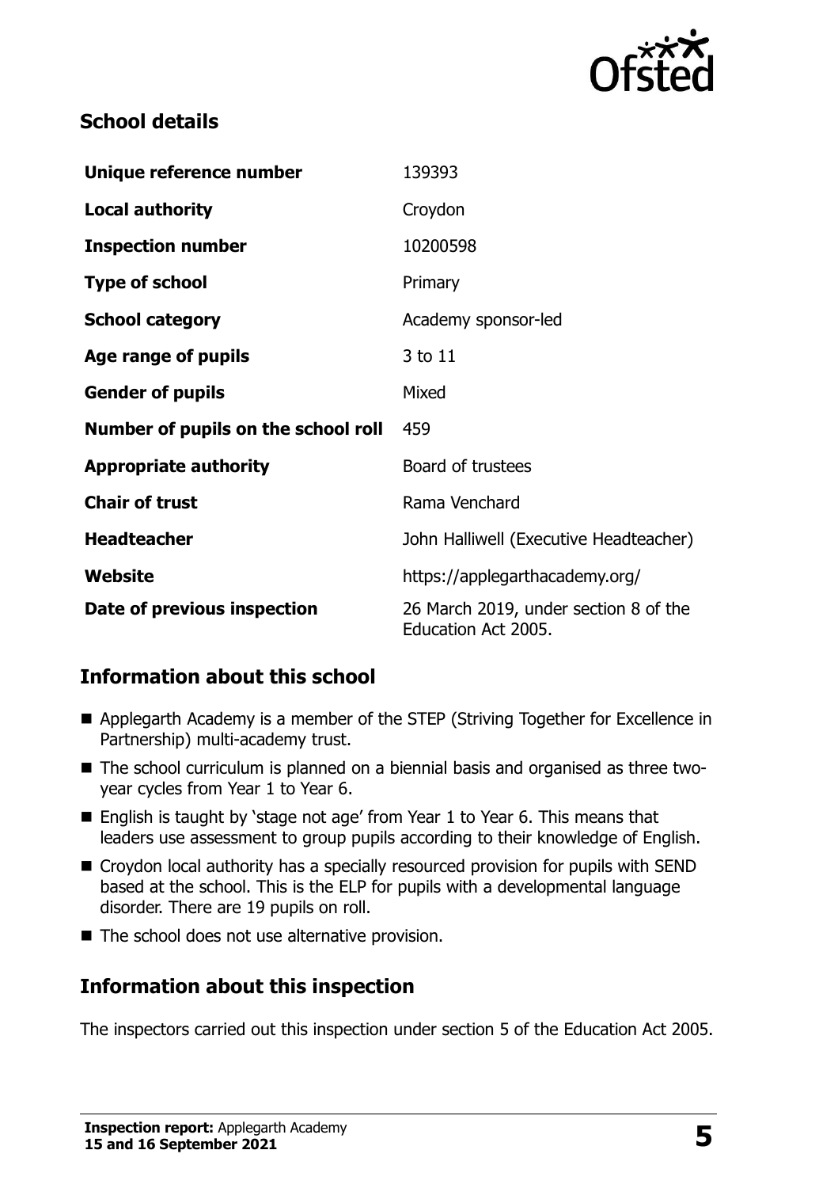## School details

| | |
|---|---|
| **Unique reference number** | 139393 |
| **Local authority** | Croydon |
| **Inspection number** | 10200598 |
| **Type of school** | Primary |
| **School category** | Academy sponsor-led |
| **Age range of pupils** | 3 to 11 |
| **Gender of pupils** | Mixed |
| **Number of pupils on the school roll** | 459 |
| **Appropriate authority** | Board of trustees |
| **Chair of trust** | Rama Venchard |
| **Headteacher** | John Halliwell (Executive Headteacher) |
| **Website** | https://applegarthacademy.org/ |
| **Date of previous inspection** | 26 March 2019, under section 8 of the Education Act 2005. |

## Information about this school

- Applegarth Academy is a member of the STEP (Striving Together for Excellence in Partnership) multi-academy trust.
- The school curriculum is planned on a biennial basis and organised as three two-year cycles from Year 1 to Year 6.
- English is taught by 'stage not age' from Year 1 to Year 6. This means that leaders use assessment to group pupils according to their knowledge of English.
- Croydon local authority has a specially resourced provision for pupils with SEND based at the school. This is the ELP for pupils with a developmental language disorder. There are 19 pupils on roll.
- The school does not use alternative provision.

## Information about this inspection

The inspectors carried out this inspection under section 5 of the Education Act 2005.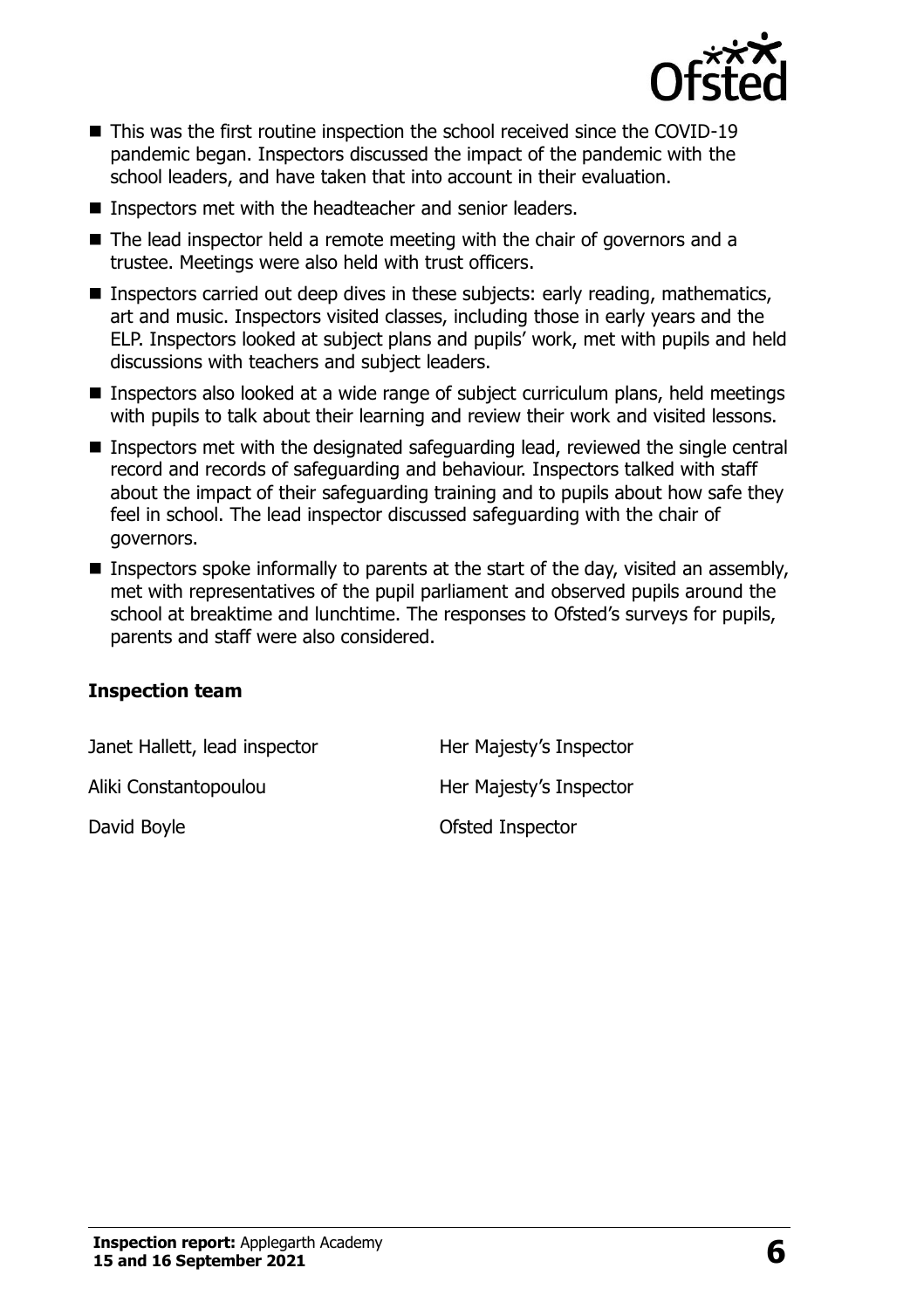- This was the first routine inspection the school received since the COVID-19 pandemic began. Inspectors discussed the impact of the pandemic with the school leaders, and have taken that into account in their evaluation.
- Inspectors met with the headteacher and senior leaders.
- The lead inspector held a remote meeting with the chair of governors and a trustee. Meetings were also held with trust officers.
- Inspectors carried out deep dives in these subjects: early reading, mathematics, art and music. Inspectors visited classes, including those in early years and the ELP. Inspectors looked at subject plans and pupils' work, met with pupils and held discussions with teachers and subject leaders.
- Inspectors also looked at a wide range of subject curriculum plans, held meetings with pupils to talk about their learning and review their work and visited lessons.
- Inspectors met with the designated safeguarding lead, reviewed the single central record and records of safeguarding and behaviour. Inspectors talked with staff about the impact of their safeguarding training and to pupils about how safe they feel in school. The lead inspector discussed safeguarding with the chair of governors.
- Inspectors spoke informally to parents at the start of the day, visited an assembly, met with representatives of the pupil parliament and observed pupils around the school at breaktime and lunchtime. The responses to Ofsted's surveys for pupils, parents and staff were also considered.

### Inspection team

| | |
|---|---|
| Janet Hallett, lead inspector | Her Majesty's Inspector |
| Aliki Constantopoulou | Her Majesty's Inspector |
| David Boyle | Ofsted Inspector |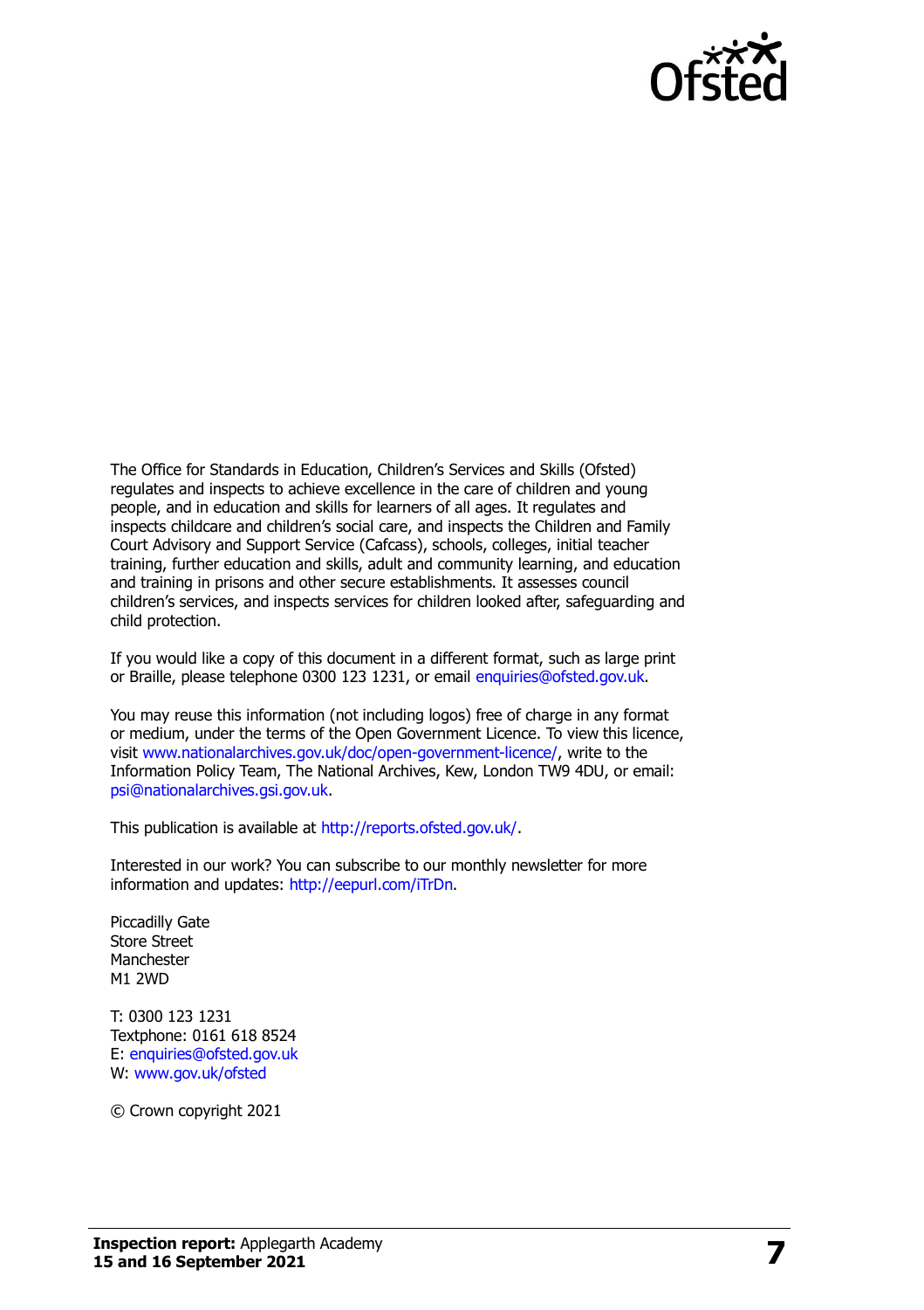The Office for Standards in Education, Children's Services and Skills (Ofsted) regulates and inspects to achieve excellence in the care of children and young people, and in education and skills for learners of all ages. It regulates and inspects childcare and children's social care, and inspects the Children and Family Court Advisory and Support Service (Cafcass), schools, colleges, initial teacher training, further education and skills, adult and community learning, and education and training in prisons and other secure establishments. It assesses council children's services, and inspects services for children looked after, safeguarding and child protection.

If you would like a copy of this document in a different format, such as large print or Braille, please telephone 0300 123 1231, or email enquiries@ofsted.gov.uk.

You may reuse this information (not including logos) free of charge in any format or medium, under the terms of the Open Government Licence. To view this licence, visit www.nationalarchives.gov.uk/doc/open-government-licence/, write to the Information Policy Team, The National Archives, Kew, London TW9 4DU, or email: psi@nationalarchives.gsi.gov.uk.

This publication is available at http://reports.ofsted.gov.uk/.

Interested in our work? You can subscribe to our monthly newsletter for more information and updates: http://eepurl.com/iTrDn.

Piccadilly Gate
Store Street
Manchester
M1 2WD

T: 0300 123 1231
Textphone: 0161 618 8524
E: enquiries@ofsted.gov.uk
W: www.gov.uk/ofsted

© Crown copyright 2021